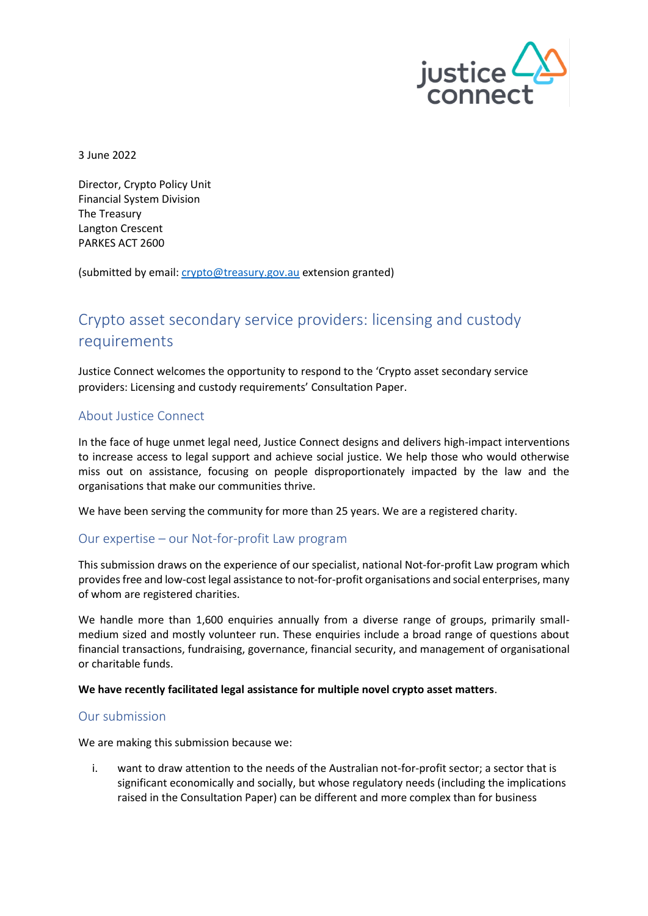3 June 2022

Director, Crypto Policy Unit
Financial System Division
The Treasury
Langton Crescent
PARKES ACT 2600

(submitted by email: [crypto@treasury.gov.au](mailto:crypto@treasury.gov.au) extension granted)

# Crypto asset secondary service providers: licensing and custody requirements

Justice Connect welcomes the opportunity to respond to the 'Crypto asset secondary service providers: Licensing and custody requirements' Consultation Paper.

## About Justice Connect

In the face of huge unmet legal need, Justice Connect designs and delivers high-impact interventions to increase access to legal support and achieve social justice. We help those who would otherwise miss out on assistance, focusing on people disproportionately impacted by the law and the organisations that make our communities thrive.

We have been serving the community for more than 25 years. We are a registered charity.

## Our expertise – our Not-for-profit Law program

This submission draws on the experience of our specialist, national Not-for-profit Law program which provides free and low-cost legal assistance to not-for-profit organisations and social enterprises, many of whom are registered charities.

We handle more than 1,600 enquiries annually from a diverse range of groups, primarily small-medium sized and mostly volunteer run. These enquiries include a broad range of questions about financial transactions, fundraising, governance, financial security, and management of organisational or charitable funds.

**We have recently facilitated legal assistance for multiple novel crypto asset matters**.

## Our submission

We are making this submission because we:

i. want to draw attention to the needs of the Australian not-for-profit sector; a sector that is significant economically and socially, but whose regulatory needs (including the implications raised in the Consultation Paper) can be different and more complex than for business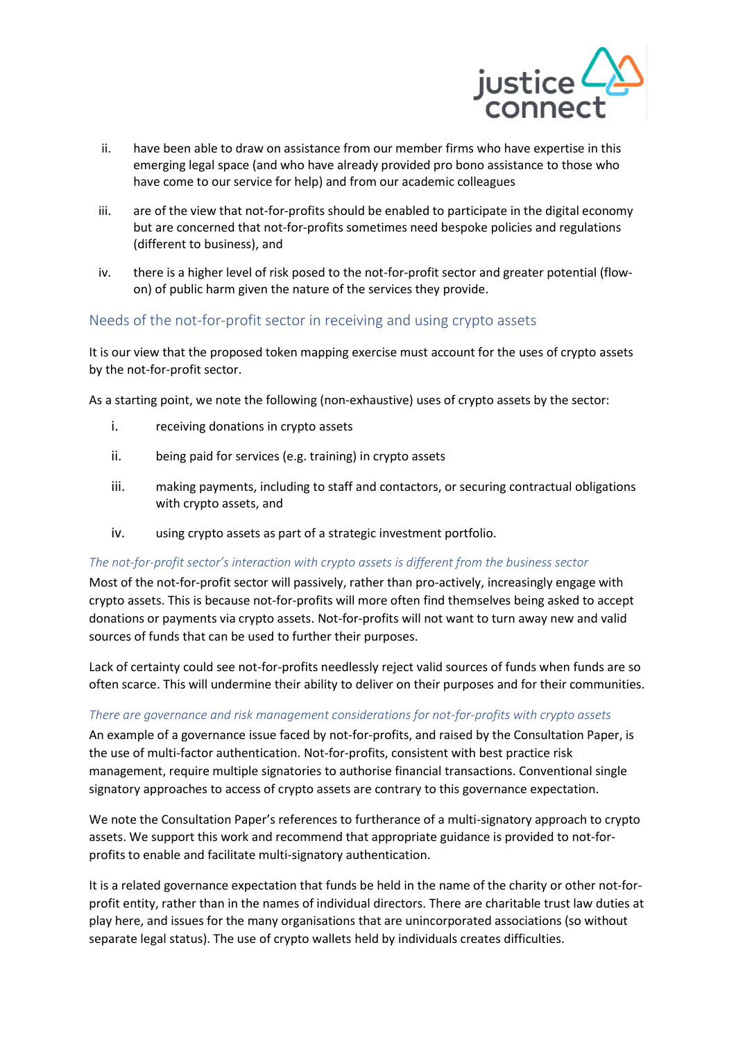ii. have been able to draw on assistance from our member firms who have expertise in this emerging legal space (and who have already provided pro bono assistance to those who have come to our service for help) and from our academic colleagues

iii. are of the view that not-for-profits should be enabled to participate in the digital economy but are concerned that not-for-profits sometimes need bespoke policies and regulations (different to business), and

iv. there is a higher level of risk posed to the not-for-profit sector and greater potential (flow-on) of public harm given the nature of the services they provide.

## Needs of the not-for-profit sector in receiving and using crypto assets

It is our view that the proposed token mapping exercise must account for the uses of crypto assets by the not-for-profit sector.

As a starting point, we note the following (non-exhaustive) uses of crypto assets by the sector:

i. receiving donations in crypto assets

ii. being paid for services (e.g. training) in crypto assets

iii. making payments, including to staff and contactors, or securing contractual obligations with crypto assets, and

iv. using crypto assets as part of a strategic investment portfolio.

### *The not-for-profit sector's interaction with crypto assets is different from the business sector*

Most of the not-for-profit sector will passively, rather than pro-actively, increasingly engage with crypto assets. This is because not-for-profits will more often find themselves being asked to accept donations or payments via crypto assets. Not-for-profits will not want to turn away new and valid sources of funds that can be used to further their purposes.

Lack of certainty could see not-for-profits needlessly reject valid sources of funds when funds are so often scarce. This will undermine their ability to deliver on their purposes and for their communities.

### *There are governance and risk management considerations for not-for-profits with crypto assets*

An example of a governance issue faced by not-for-profits, and raised by the Consultation Paper, is the use of multi-factor authentication. Not-for-profits, consistent with best practice risk management, require multiple signatories to authorise financial transactions. Conventional single signatory approaches to access of crypto assets are contrary to this governance expectation.

We note the Consultation Paper's references to furtherance of a multi-signatory approach to crypto assets. We support this work and recommend that appropriate guidance is provided to not-for-profits to enable and facilitate multi-signatory authentication.

It is a related governance expectation that funds be held in the name of the charity or other not-for-profit entity, rather than in the names of individual directors. There are charitable trust law duties at play here, and issues for the many organisations that are unincorporated associations (so without separate legal status). The use of crypto wallets held by individuals creates difficulties.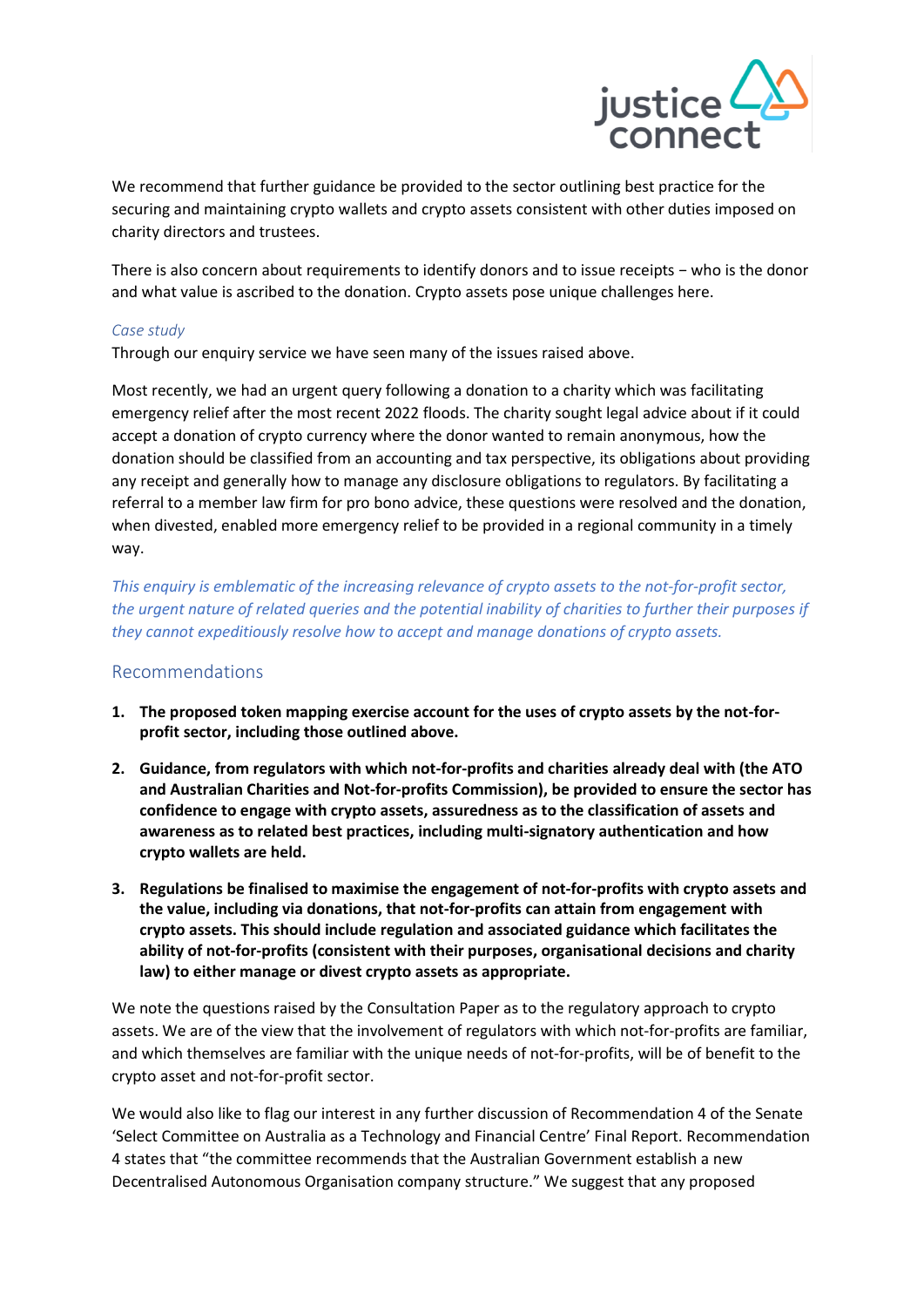We recommend that further guidance be provided to the sector outlining best practice for the securing and maintaining crypto wallets and crypto assets consistent with other duties imposed on charity directors and trustees.

There is also concern about requirements to identify donors and to issue receipts – who is the donor and what value is ascribed to the donation. Crypto assets pose unique challenges here.

*Case study*

Through our enquiry service we have seen many of the issues raised above.

Most recently, we had an urgent query following a donation to a charity which was facilitating emergency relief after the most recent 2022 floods. The charity sought legal advice about if it could accept a donation of crypto currency where the donor wanted to remain anonymous, how the donation should be classified from an accounting and tax perspective, its obligations about providing any receipt and generally how to manage any disclosure obligations to regulators. By facilitating a referral to a member law firm for pro bono advice, these questions were resolved and the donation, when divested, enabled more emergency relief to be provided in a regional community in a timely way.

*This enquiry is emblematic of the increasing relevance of crypto assets to the not-for-profit sector, the urgent nature of related queries and the potential inability of charities to further their purposes if they cannot expeditiously resolve how to accept and manage donations of crypto assets.*

## Recommendations

1. **The proposed token mapping exercise account for the uses of crypto assets by the not-for-profit sector, including those outlined above.**
2. **Guidance, from regulators with which not-for-profits and charities already deal with (the ATO and Australian Charities and Not-for-profits Commission), be provided to ensure the sector has confidence to engage with crypto assets, assuredness as to the classification of assets and awareness as to related best practices, including multi-signatory authentication and how crypto wallets are held.**
3. **Regulations be finalised to maximise the engagement of not-for-profits with crypto assets and the value, including via donations, that not-for-profits can attain from engagement with crypto assets. This should include regulation and associated guidance which facilitates the ability of not-for-profits (consistent with their purposes, organisational decisions and charity law) to either manage or divest crypto assets as appropriate.**

We note the questions raised by the Consultation Paper as to the regulatory approach to crypto assets. We are of the view that the involvement of regulators with which not-for-profits are familiar, and which themselves are familiar with the unique needs of not-for-profits, will be of benefit to the crypto asset and not-for-profit sector.

We would also like to flag our interest in any further discussion of Recommendation 4 of the Senate 'Select Committee on Australia as a Technology and Financial Centre' Final Report. Recommendation 4 states that "the committee recommends that the Australian Government establish a new Decentralised Autonomous Organisation company structure." We suggest that any proposed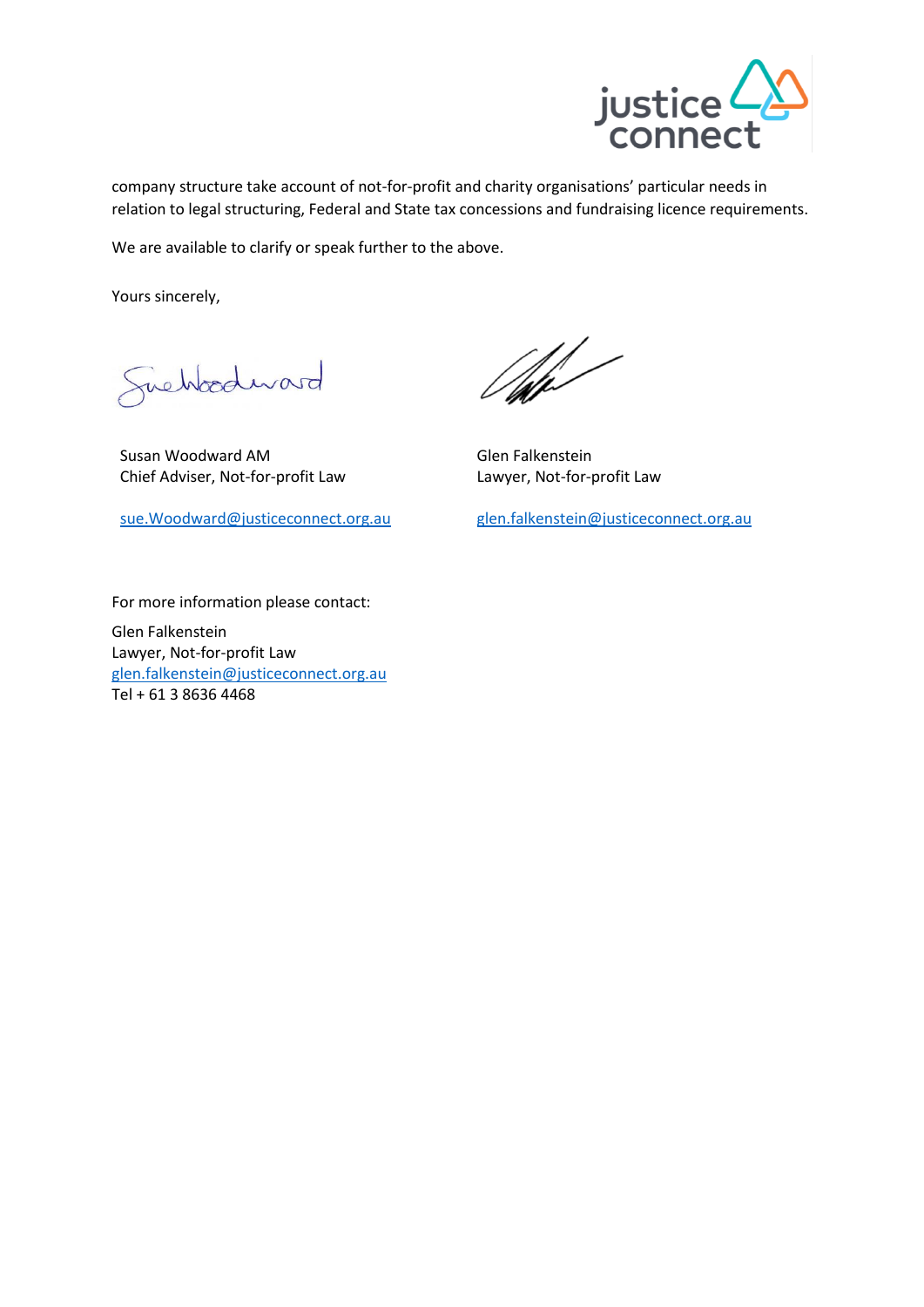company structure take account of not-for-profit and charity organisations' particular needs in relation to legal structuring, Federal and State tax concessions and fundraising licence requirements.

We are available to clarify or speak further to the above.

Yours sincerely,

Susan Woodward AM
Chief Adviser, Not-for-profit Law

sue.Woodward@justiceconnect.org.au

Glen Falkenstein
Lawyer, Not-for-profit Law

glen.falkenstein@justiceconnect.org.au

For more information please contact:

Glen Falkenstein
Lawyer, Not-for-profit Law
glen.falkenstein@justiceconnect.org.au
Tel + 61 3 8636 4468